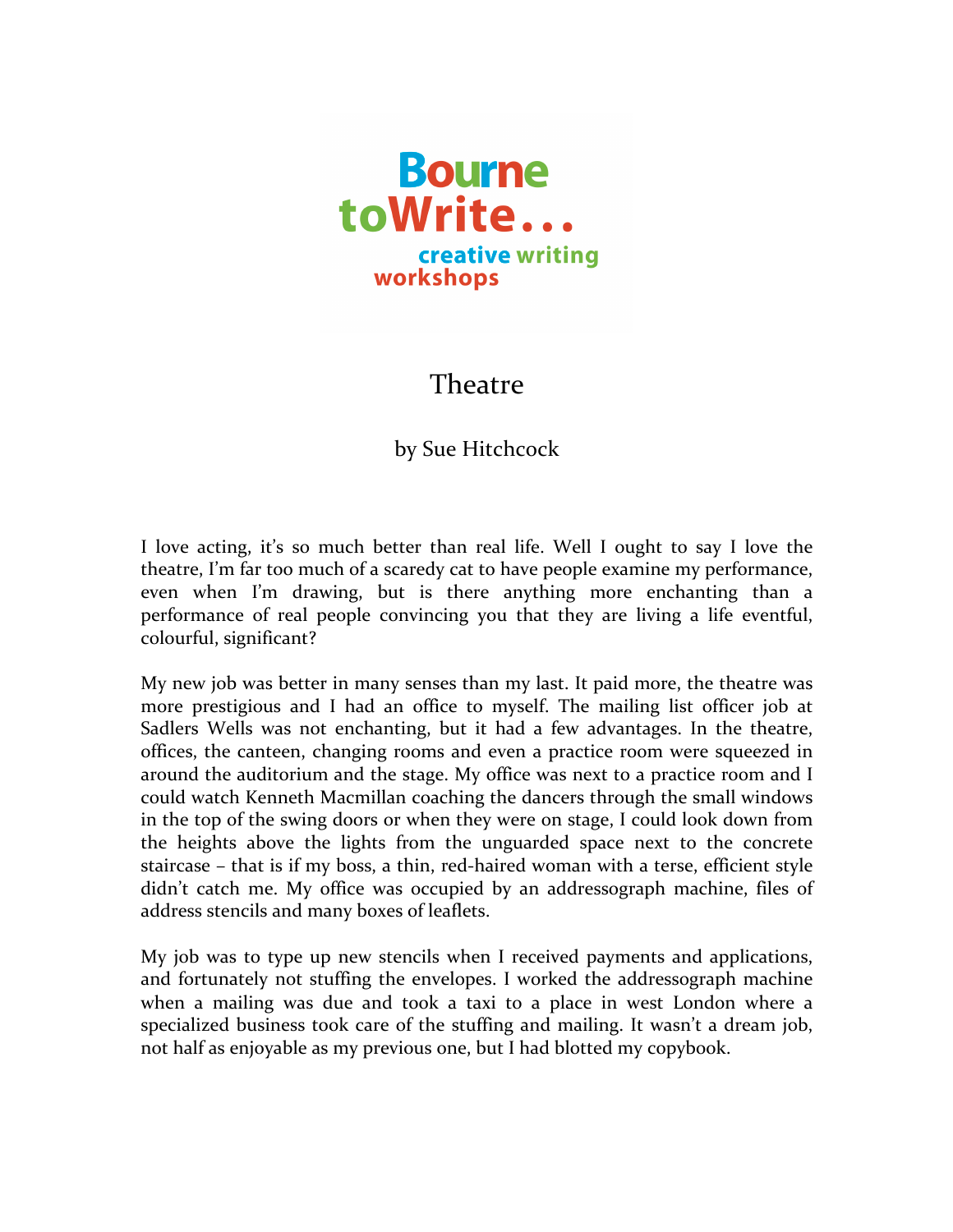Bourne toWrite... creative writing workshops

# Theatre

by Sue Hitchcock

I love acting, it's so much better than real life. Well I ought to say I love the theatre, I'm far too much of a scaredy cat to have people examine my performance, even when I'm drawing, but is there anything more enchanting than a performance of real people convincing you that they are living a life eventful, colourful, significant?

My new job was better in many senses than my last. It paid more, the theatre was more prestigious and I had an office to myself. The mailing list officer job at Sadlers Wells was not enchanting, but it had a few advantages. In the theatre, offices, the canteen, changing rooms and even a practice room were squeezed in around the auditorium and the stage. My office was next to a practice room and I could watch Kenneth Macmillan coaching the dancers through the small windows in the top of the swing doors or when they were on stage, I could look down from the heights above the lights from the unguarded space next to the concrete staircase – that is if my boss, a thin, red-haired woman with a terse, efficient style didn't catch me. My office was occupied by an addressograph machine, files of address stencils and many boxes of leaflets.

My job was to type up new stencils when I received payments and applications, and fortunately not stuffing the envelopes. I worked the addressograph machine when a mailing was due and took a taxi to a place in west London where a specialized business took care of the stuffing and mailing. It wasn't a dream job, not half as enjoyable as my previous one, but I had blotted my copybook.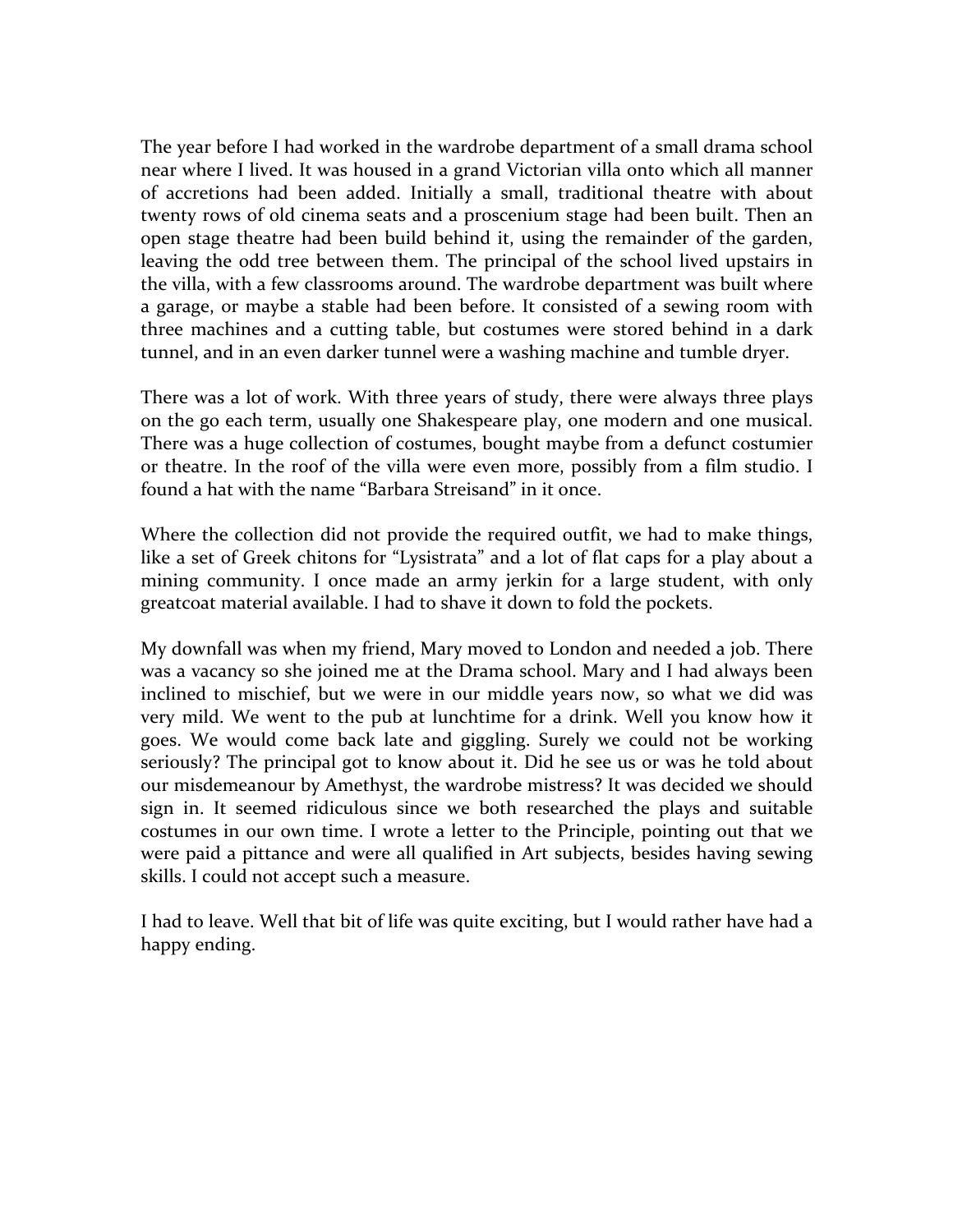The year before I had worked in the wardrobe department of a small drama school near where I lived. It was housed in a grand Victorian villa onto which all manner of accretions had been added. Initially a small, traditional theatre with about twenty rows of old cinema seats and a proscenium stage had been built. Then an open stage theatre had been build behind it, using the remainder of the garden, leaving the odd tree between them. The principal of the school lived upstairs in the villa, with a few classrooms around. The wardrobe department was built where a garage, or maybe a stable had been before. It consisted of a sewing room with three machines and a cutting table, but costumes were stored behind in a dark tunnel, and in an even darker tunnel were a washing machine and tumble dryer.

There was a lot of work. With three years of study, there were always three plays on the go each term, usually one Shakespeare play, one modern and one musical. There was a huge collection of costumes, bought maybe from a defunct costumier or theatre. In the roof of the villa were even more, possibly from a film studio. I found a hat with the name "Barbara Streisand" in it once.

Where the collection did not provide the required outfit, we had to make things, like a set of Greek chitons for "Lysistrata" and a lot of flat caps for a play about a mining community. I once made an army jerkin for a large student, with only greatcoat material available. I had to shave it down to fold the pockets.

My downfall was when my friend, Mary moved to London and needed a job. There was a vacancy so she joined me at the Drama school. Mary and I had always been inclined to mischief, but we were in our middle years now, so what we did was very mild. We went to the pub at lunchtime for a drink. Well you know how it goes. We would come back late and giggling. Surely we could not be working seriously? The principal got to know about it. Did he see us or was he told about our misdemeanour by Amethyst, the wardrobe mistress? It was decided we should sign in. It seemed ridiculous since we both researched the plays and suitable costumes in our own time. I wrote a letter to the Principle, pointing out that we were paid a pittance and were all qualified in Art subjects, besides having sewing skills. I could not accept such a measure.

I had to leave. Well that bit of life was quite exciting, but I would rather have had a happy ending.